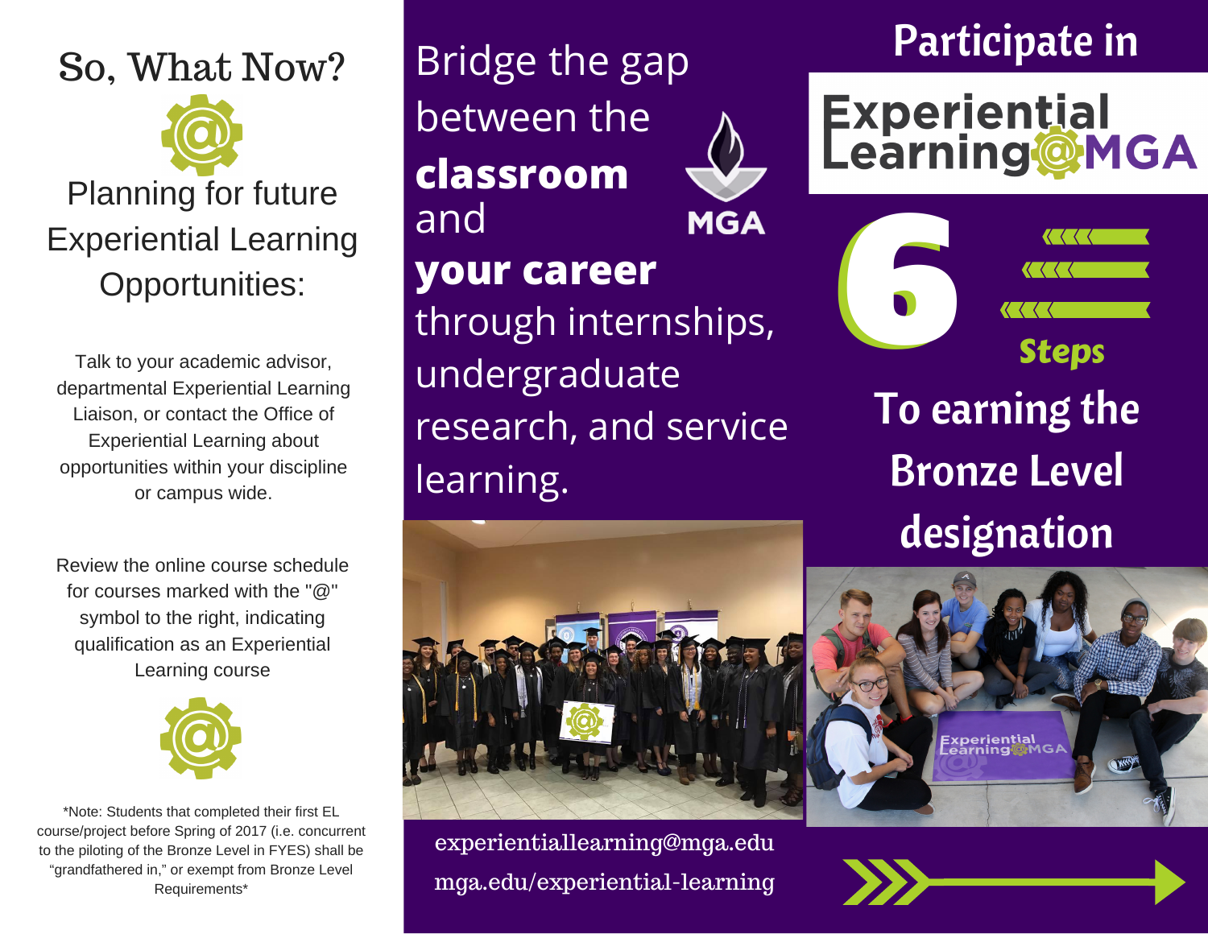# So, What Now?

## Planning for future Experiential Learning Opportunities:

Talk to your academic advisor, departmental Experiential Learning Liaison, or contact the Office of Experiential Learning about opportunities within your discipline or campus wide.

Review the online course schedule for courses marked with the "@" symbol to the right, indicating qualification as an Experiential Learning course

*Note: Students that completed their first EL course/project before Spring of 2017 (i.e. concurrent to the piloting of the Bronze Level in FYES) shall be "grandfathered in," or exempt from Bronze Level Requirements*

Bridge the gap between the **classroom** and **your career** through internships, undergraduate research, and service learning.

MGA

experientiallearning@mga.edu

mga.edu/experiential-learning

# Participate in Experiential Learning@MGA

## 6 Steps To earning the Bronze Level designation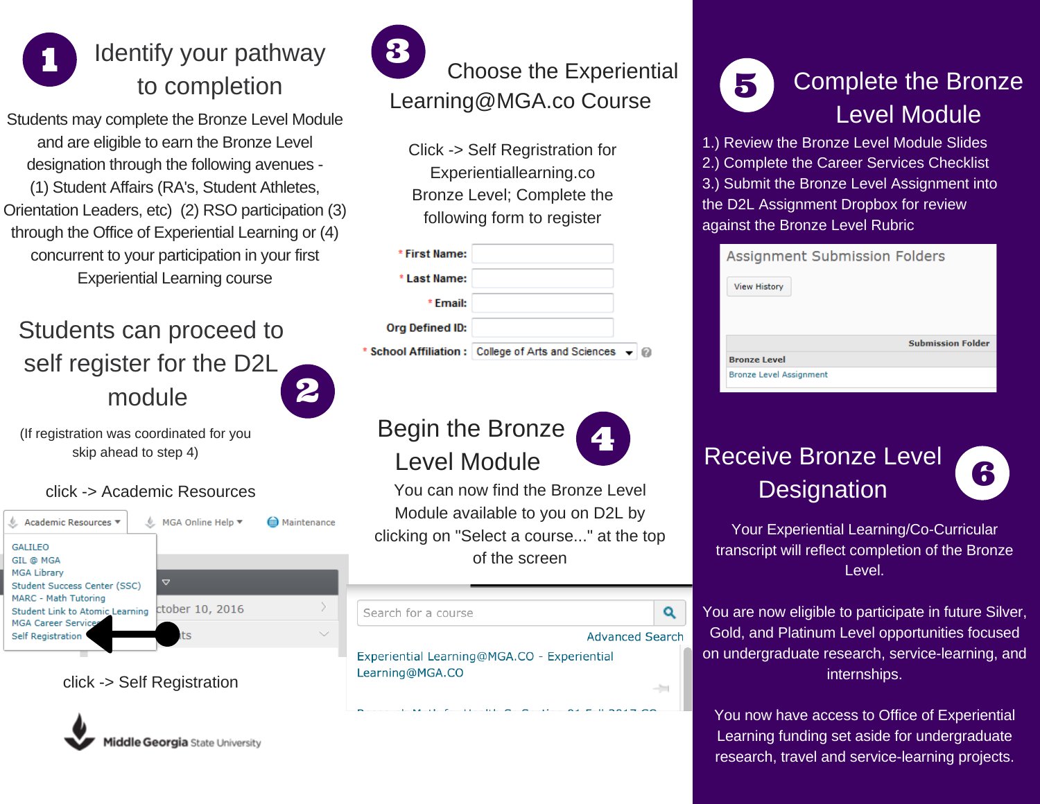## 1 Identify your pathway to completion

Students may complete the Bronze Level Module and are eligible to earn the Bronze Level designation through the following avenues - (1) Student Affairs (RA's, Student Athletes, Orientation Leaders, etc) (2) RSO participation (3) through the Office of Experiential Learning or (4) concurrent to your participation in your first Experiential Learning course

## 2 Students can proceed to self register for the D2L module

(If registration was coordinated for you skip ahead to step 4)

click -> Academic Resources

Academic Resources ▾ | MGA Online Help ▾ | Maintenance

- GALILEO
- GIL @ MGA
- MGA Library
- Student Success Center (SSC)
- MARC - Math Tutoring
- Student Link to Atomic Learning
- MGA Career Services
- Self Registration

click -> Self Registration

Middle Georgia State University

## 3 Choose the Experiential Learning@MGA.co Course

Click -> Self Regristration for Experientiallearning.co Bronze Level; Complete the following form to register

- * First Name:
- * Last Name:
- * Email:
- Org Defined ID:
- * School Affiliation : College of Arts and Sciences

## 4 Begin the Bronze Level Module

You can now find the Bronze Level Module available to you on D2L by clicking on "Select a course..." at the top of the screen

Search for a course

Advanced Search

Experiential Learning@MGA.CO - Experiential Learning@MGA.CO

## 5 Complete the Bronze Level Module

1.) Review the Bronze Level Module Slides
2.) Complete the Career Services Checklist
3.) Submit the Bronze Level Assignment into the D2L Assignment Dropbox for review against the Bronze Level Rubric

Assignment Submission Folders

View History

| Submission Folder |
| --- |
| Bronze Level |
| Bronze Level Assignment |

## 6 Receive Bronze Level Designation

Your Experiential Learning/Co-Curricular transcript will reflect completion of the Bronze Level.

You are now eligible to participate in future Silver, Gold, and Platinum Level opportunities focused on undergraduate research, service-learning, and internships.

You now have access to Office of Experiential Learning funding set aside for undergraduate research, travel and service-learning projects.